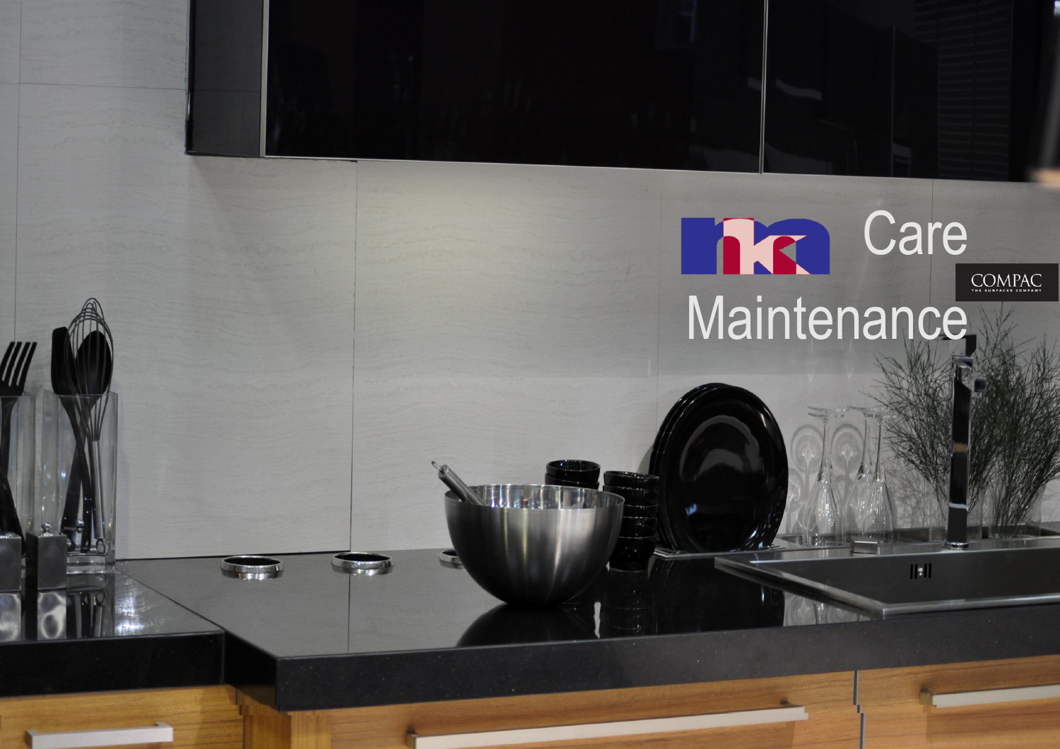# Care Maintenance

COMPAC
THE SURFACES COMPANY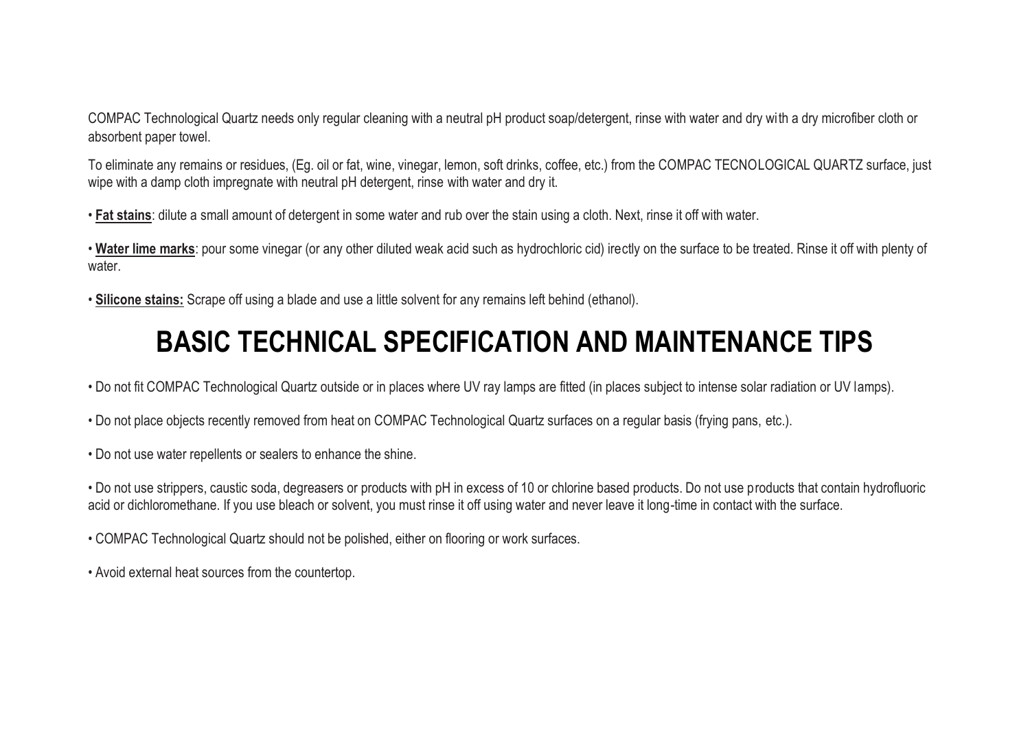COMPAC Technological Quartz needs only regular cleaning with a neutral pH product soap/detergent, rinse with water and dry with a dry microfiber cloth or absorbent paper towel.

To eliminate any remains or residues, (Eg. oil or fat, wine, vinegar, lemon, soft drinks, coffee, etc.) from the COMPAC TECNOLOGICAL QUARTZ surface, just wipe with a damp cloth impregnate with neutral pH detergent, rinse with water and dry it.

• **Fat stains**: dilute a small amount of detergent in some water and rub over the stain using a cloth. Next, rinse it off with water.

• **Water lime marks**: pour some vinegar (or any other diluted weak acid such as hydrochloric cid) irectly on the surface to be treated. Rinse it off with plenty of water.

• **Silicone stains:** Scrape off using a blade and use a little solvent for any remains left behind (ethanol).

# BASIC TECHNICAL SPECIFICATION AND MAINTENANCE TIPS

• Do not fit COMPAC Technological Quartz outside or in places where UV ray lamps are fitted (in places subject to intense solar radiation or UV lamps).

• Do not place objects recently removed from heat on COMPAC Technological Quartz surfaces on a regular basis (frying pans, etc.).

• Do not use water repellents or sealers to enhance the shine.

• Do not use strippers, caustic soda, degreasers or products with pH in excess of 10 or chlorine based products. Do not use products that contain hydrofluoric acid or dichloromethane. If you use bleach or solvent, you must rinse it off using water and never leave it long-time in contact with the surface.

• COMPAC Technological Quartz should not be polished, either on flooring or work surfaces.

• Avoid external heat sources from the countertop.